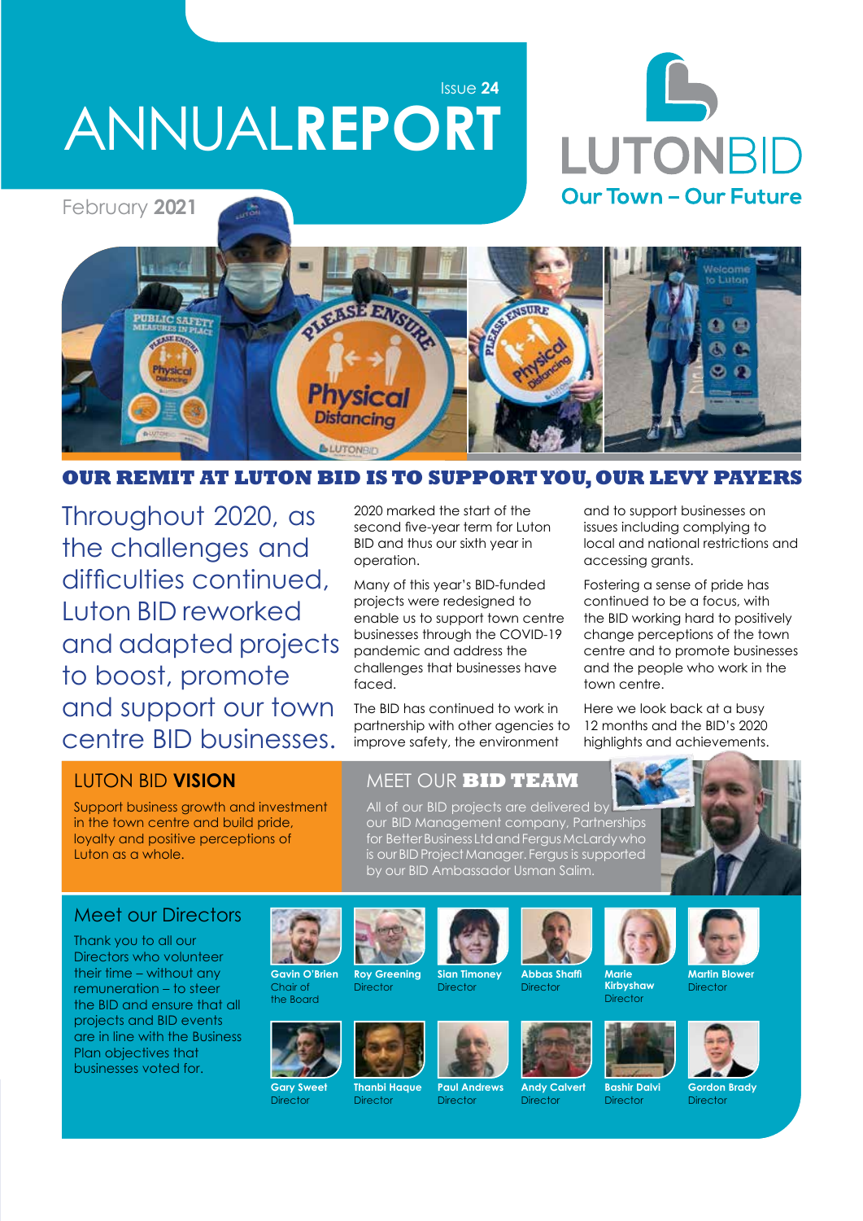Issue **24**

# ANNUAL**REPORT**

February **2021**

LUTONBID
Our Town – Our Future

## OUR REMIT AT LUTON BID IS TO SUPPORT YOU, OUR LEVY PAYERS

Throughout 2020, as the challenges and difficulties continued, Luton BID reworked and adapted projects to boost, promote and support our town centre BID businesses.

2020 marked the start of the second five-year term for Luton BID and thus our sixth year in operation.

Many of this year's BID-funded projects were redesigned to enable us to support town centre businesses through the COVID-19 pandemic and address the challenges that businesses have faced.

The BID has continued to work in partnership with other agencies to improve safety, the environment and to support businesses on issues including complying to local and national restrictions and accessing grants.

Fostering a sense of pride has continued to be a focus, with the BID working hard to positively change perceptions of the town centre and to promote businesses and the people who work in the town centre.

Here we look back at a busy 12 months and the BID's 2020 highlights and achievements.

## LUTON BID **VISION**

Support business growth and investment in the town centre and build pride, loyalty and positive perceptions of Luton as a whole.

## MEET OUR **BID TEAM**

All of our BID projects are delivered by our BID Management company, Partnerships for Better Business Ltd and Fergus McLardy who is our BID Project Manager. Fergus is supported by our BID Ambassador Usman Salim.

## Meet our Directors

Thank you to all our Directors who volunteer their time – without any remuneration – to steer the BID and ensure that all projects and BID events are in line with the Business Plan objectives that businesses voted for.

- **Gavin O'Brien** – Chair of the Board
- **Roy Greening** – Director
- **Sian Timoney** – Director
- **Abbas Shaffi** – Director
- **Marie Kirbyshaw** – Director
- **Martin Blower** – Director
- **Gary Sweet** – Director
- **Thanbi Haque** – Director
- **Paul Andrews** – Director
- **Andy Calvert** – Director
- **Bashir Dalvi** – Director
- **Gordon Brady** – Director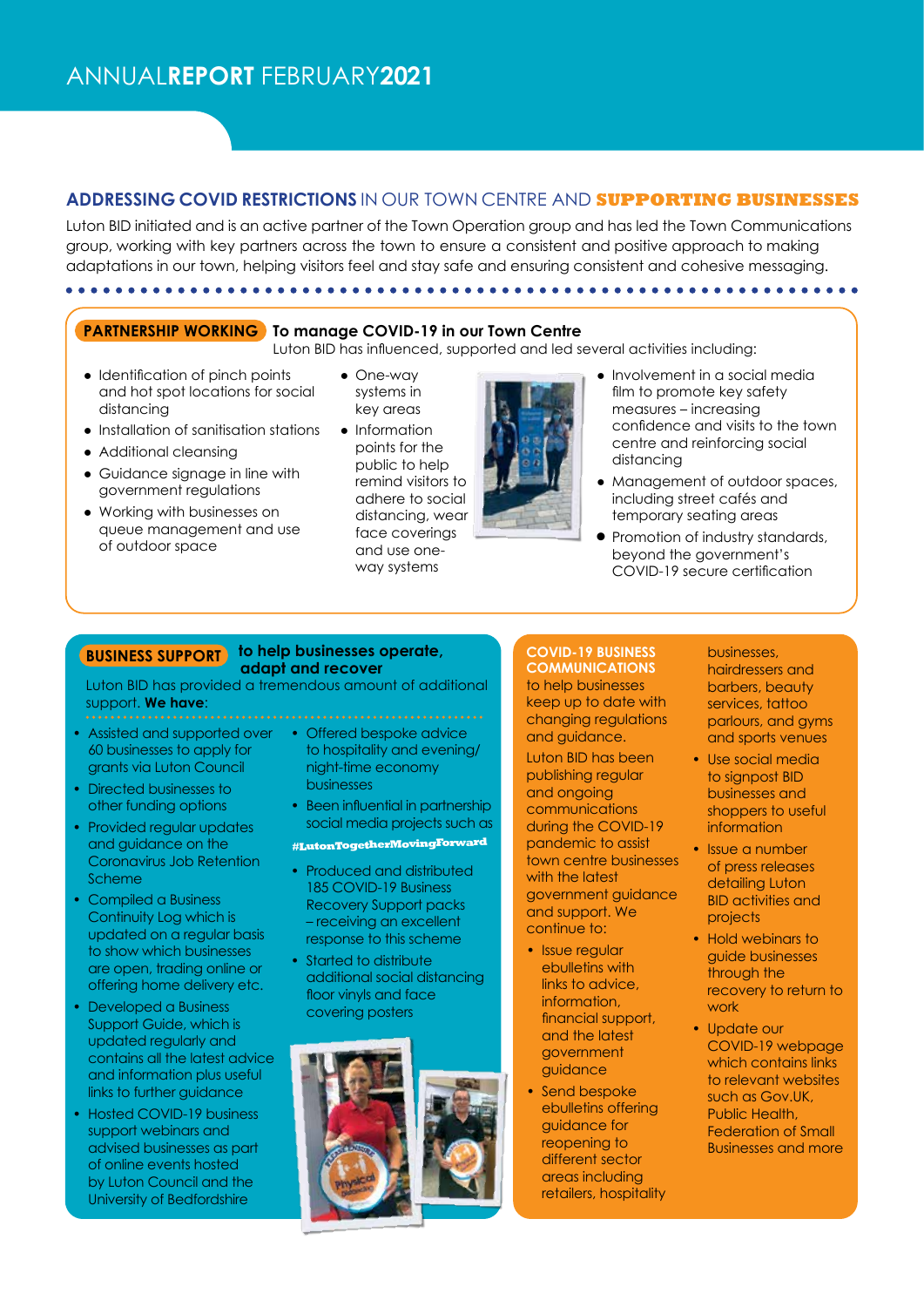# ANNUAL REPORT FEBRUARY 2021

## ADDRESSING COVID RESTRICTIONS IN OUR TOWN CENTRE AND SUPPORTING BUSINESSES

Luton BID initiated and is an active partner of the Town Operation group and has led the Town Communications group, working with key partners across the town to ensure a consistent and positive approach to making adaptations in our town, helping visitors feel and stay safe and ensuring consistent and cohesive messaging.

### PARTNERSHIP WORKING To manage COVID-19 in our Town Centre

Luton BID has influenced, supported and led several activities including:

- Identification of pinch points and hot spot locations for social distancing
- Installation of sanitisation stations
- Additional cleansing
- Guidance signage in line with government regulations
- Working with businesses on queue management and use of outdoor space
- One-way systems in key areas
- Information points for the public to help remind visitors to adhere to social distancing, wear face coverings and use one-way systems
- Involvement in a social media film to promote key safety measures – increasing confidence and visits to the town centre and reinforcing social distancing
- Management of outdoor spaces, including street cafés and temporary seating areas
- Promotion of industry standards, beyond the government's COVID-19 secure certification

### BUSINESS SUPPORT to help businesses operate, adapt and recover

Luton BID has provided a tremendous amount of additional support. **We have**:

- Assisted and supported over 60 businesses to apply for grants via Luton Council
- Directed businesses to other funding options
- Provided regular updates and guidance on the Coronavirus Job Retention Scheme
- Compiled a Business Continuity Log which is updated on a regular basis to show which businesses are open, trading online or offering home delivery etc.
- Developed a Business Support Guide, which is updated regularly and contains all the latest advice and information plus useful links to further guidance
- Hosted COVID-19 business support webinars and advised businesses as part of online events hosted by Luton Council and the University of Bedfordshire
- Offered bespoke advice to hospitality and evening/night-time economy businesses
- Been influential in partnership social media projects such as #LutonTogetherMovingForward
- Produced and distributed 185 COVID-19 Business Recovery Support packs – receiving an excellent response to this scheme
- Started to distribute additional social distancing floor vinyls and face covering posters

### COVID-19 BUSINESS COMMUNICATIONS

to help businesses keep up to date with changing regulations and guidance.

Luton BID has been publishing regular and ongoing communications during the COVID-19 pandemic to assist town centre businesses with the latest government guidance and support. We continue to:

- Issue regular ebulletins with links to advice, information, financial support, and the latest government guidance
- Send bespoke ebulletins offering guidance for reopening to different sector areas including retailers, hospitality businesses, hairdressers and barbers, beauty services, tattoo parlours, and gyms and sports venues
- Use social media to signpost BID businesses and shoppers to useful information
- Issue a number of press releases detailing Luton BID activities and projects
- Hold webinars to guide businesses through the recovery to return to work
- Update our COVID-19 webpage which contains links to relevant websites such as Gov.UK, Public Health, Federation of Small Businesses and more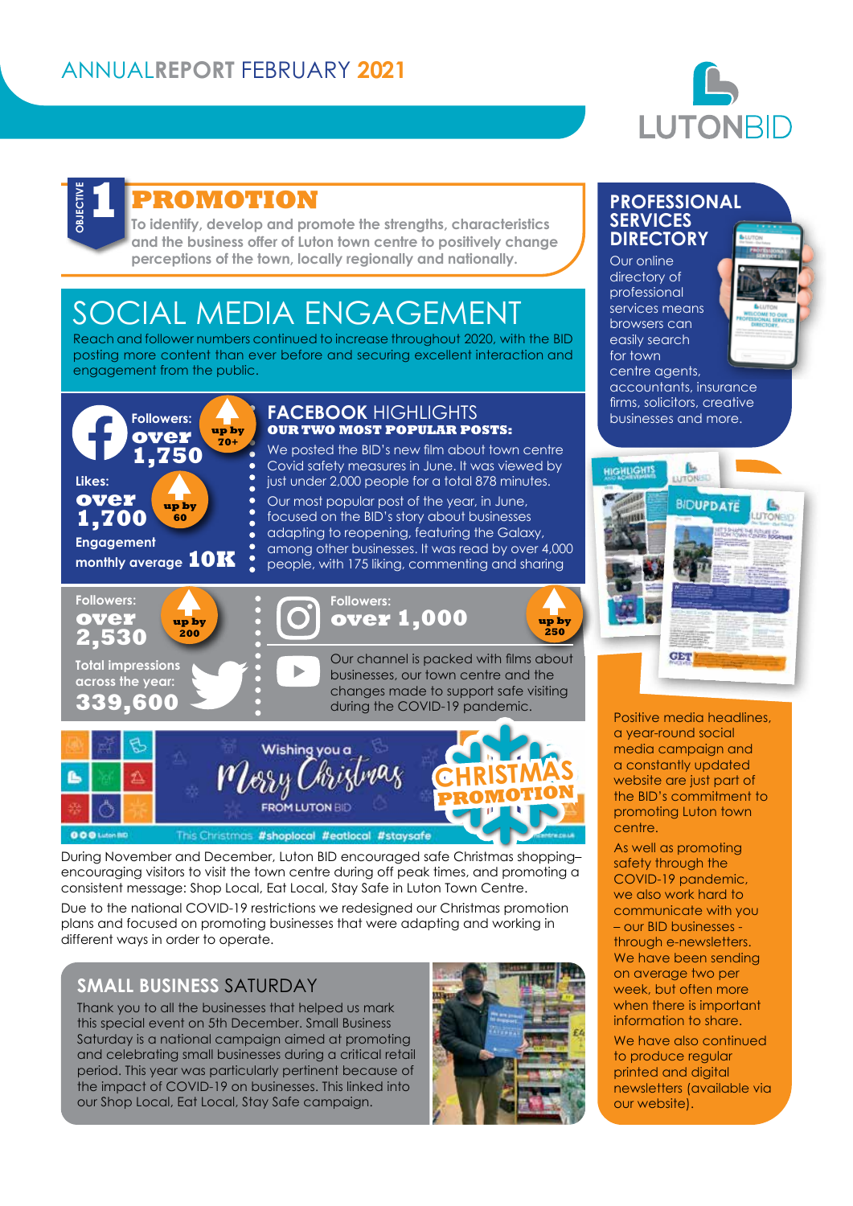ANNUAL REPORT FEBRUARY 2021

# OBJECTIVE 1 PROMOTION

To identify, develop and promote the strengths, characteristics and the business offer of Luton town centre to positively change perceptions of the town, locally regionally and nationally.

## SOCIAL MEDIA ENGAGEMENT

Reach and follower numbers continued to increase throughout 2020, with the BID posting more content than ever before and securing excellent interaction and engagement from the public.

**Facebook**

- Followers: **over 1,750** (up by 70+)
- Likes: **over 1,700** (up by 60)
- Engagement monthly average **10K**

### FACEBOOK HIGHLIGHTS

**OUR TWO MOST POPULAR POSTS:**

- We posted the BID's new film about town centre Covid safety measures in June. It was viewed by just under 2,000 people for a total 878 minutes.
- Our most popular post of the year, in June, focused on the BID's story about businesses adapting to reopening, featuring the Galaxy, among other businesses. It was read by over 4,000 people, with 175 liking, commenting and sharing

**Twitter**

- Followers: **over 2,530** (up by 200)
- Total impressions across the year: **339,600**

**Instagram**

- Followers: **over 1,000** (up by 250)

**YouTube**

Our channel is packed with films about businesses, our town centre and the changes made to support safe visiting during the COVID-19 pandemic.

## CHRISTMAS PROMOTION

Wishing you a Merry Christmas FROM LUTON BID

This Christmas #shoplocal #eatlocal #staysafe

During November and December, Luton BID encouraged safe Christmas shopping– encouraging visitors to visit the town centre during off peak times, and promoting a consistent message: Shop Local, Eat Local, Stay Safe in Luton Town Centre.

Due to the national COVID-19 restrictions we redesigned our Christmas promotion plans and focused on promoting businesses that were adapting and working in different ways in order to operate.

## SMALL BUSINESS SATURDAY

Thank you to all the businesses that helped us mark this special event on 5th December. Small Business Saturday is a national campaign aimed at promoting and celebrating small businesses during a critical retail period. This year was particularly pertinent because of the impact of COVID-19 on businesses. This linked into our Shop Local, Eat Local, Stay Safe campaign.

## PROFESSIONAL SERVICES DIRECTORY

Our online directory of professional services means browsers can easily search for town centre agents, accountants, insurance firms, solicitors, creative businesses and more.

Positive media headlines, a year-round social media campaign and a constantly updated website are just part of the BID's commitment to promoting Luton town centre.

As well as promoting safety through the COVID-19 pandemic, we also work hard to communicate with you – our BID businesses - through e-newsletters. We have been sending on average two per week, but often more when there is important information to share.

We have also continued to produce regular printed and digital newsletters (available via our website).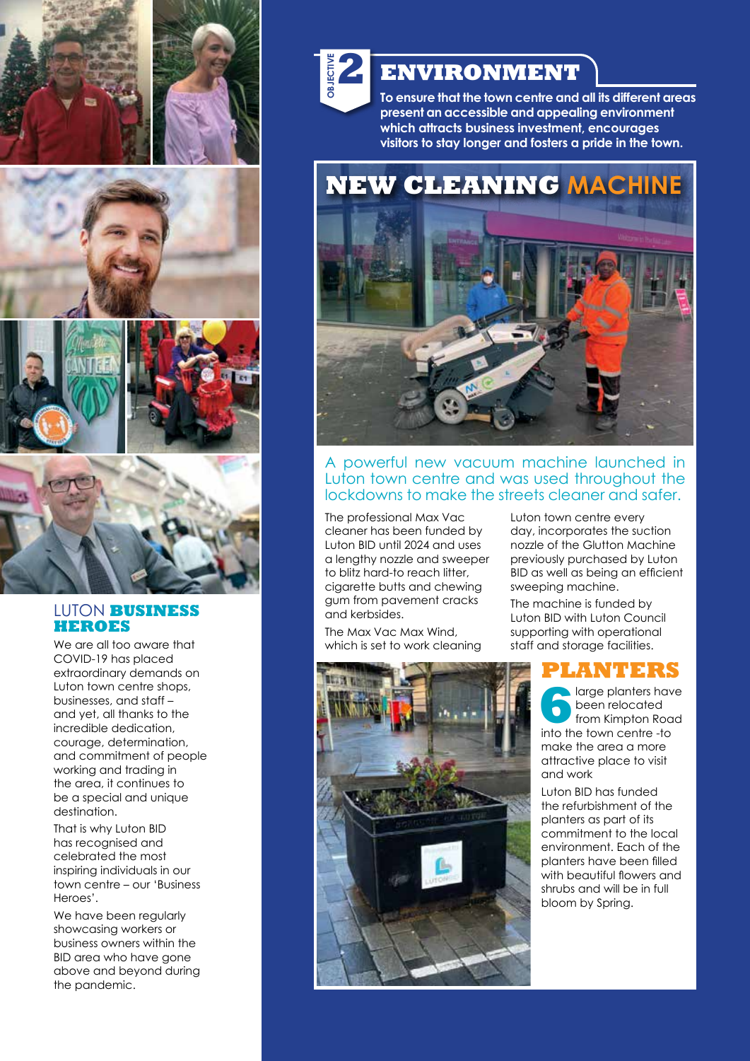## LUTON **BUSINESS HEROES**

We are all too aware that COVID-19 has placed extraordinary demands on Luton town centre shops, businesses, and staff – and yet, all thanks to the incredible dedication, courage, determination, and commitment of people working and trading in the area, it continues to be a special and unique destination.

That is why Luton BID has recognised and celebrated the most inspiring individuals in our town centre – our 'Business Heroes'.

We have been regularly showcasing workers or business owners within the BID area who have gone above and beyond during the pandemic.

OBJECTIVE 2

# ENVIRONMENT

**To ensure that the town centre and all its different areas present an accessible and appealing environment which attracts business investment, encourages visitors to stay longer and fosters a pride in the town.**

## NEW CLEANING MACHINE

A powerful new vacuum machine launched in Luton town centre and was used throughout the lockdowns to make the streets cleaner and safer.

The professional Max Vac cleaner has been funded by Luton BID until 2024 and uses a lengthy nozzle and sweeper to blitz hard-to reach litter, cigarette butts and chewing gum from pavement cracks and kerbsides.

The Max Vac Max Wind, which is set to work cleaning Luton town centre every day, incorporates the suction nozzle of the Glutton Machine previously purchased by Luton BID as well as being an efficient sweeping machine.

The machine is funded by Luton BID with Luton Council supporting with operational staff and storage facilities.

## PLANTERS

6 large planters have been relocated from Kimpton Road into the town centre -to make the area a more attractive place to visit and work

Luton BID has funded the refurbishment of the planters as part of its commitment to the local environment. Each of the planters have been filled with beautiful flowers and shrubs and will be in full bloom by Spring.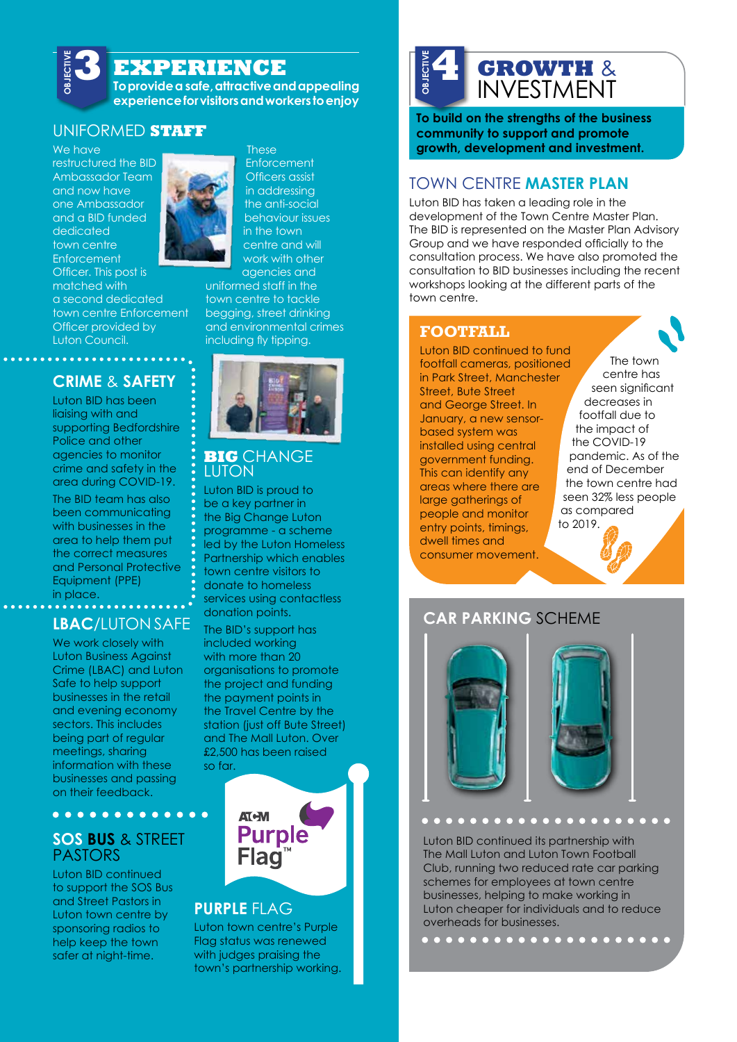# OBJECTIVE 3 EXPERIENCE

**To provide a safe, attractive and appealing experience for visitors and workers to enjoy**

## UNIFORMED **STAFF**

We have restructured the BID Ambassador Team and now have one Ambassador and a BID funded dedicated town centre Enforcement Officer. This post is matched with a second dedicated town centre Enforcement Officer provided by Luton Council.

These Enforcement Officers assist in addressing the anti-social behaviour issues in the town centre and will work with other agencies and uniformed staff in the town centre to tackle begging, street drinking and environmental crimes including fly tipping.

## CRIME & SAFETY

Luton BID has been liaising with and supporting Bedfordshire Police and other agencies to monitor crime and safety in the area during COVID-19.

The BID team has also been communicating with businesses in the area to help them put the correct measures and Personal Protective Equipment (PPE) in place.

## LBAC/LUTON SAFE

We work closely with Luton Business Against Crime (LBAC) and Luton Safe to help support businesses in the retail and evening economy sectors. This includes being part of regular meetings, sharing information with these businesses and passing on their feedback.

## SOS BUS & STREET PASTORS

Luton BID continued to support the SOS Bus and Street Pastors in Luton town centre by sponsoring radios to help keep the town safer at night-time.

## BIG CHANGE LUTON

Luton BID is proud to be a key partner in the Big Change Luton programme - a scheme led by the Luton Homeless Partnership which enables town centre visitors to donate to homeless services using contactless donation points.

The BID's support has included working with more than 20 organisations to promote the project and funding the payment points in the Travel Centre by the station (just off Bute Street) and The Mall Luton. Over £2,500 has been raised so far.

ATCM Purple Flag™

## PURPLE FLAG

Luton town centre's Purple Flag status was renewed with judges praising the town's partnership working.

# OBJECTIVE 4 GROWTH & INVESTMENT

**To build on the strengths of the business community to support and promote growth, development and investment.**

## TOWN CENTRE MASTER PLAN

Luton BID has taken a leading role in the development of the Town Centre Master Plan. The BID is represented on the Master Plan Advisory Group and we have responded officially to the consultation process. We have also promoted the consultation to BID businesses including the recent workshops looking at the different parts of the town centre.

## FOOTFALL

Luton BID continued to fund footfall cameras, positioned in Park Street, Manchester Street, Bute Street and George Street. In January, a new sensor-based system was installed using central government funding. This can identify any areas where there are large gatherings of people and monitor entry points, timings, dwell times and consumer movement.

The town centre has seen significant decreases in footfall due to the impact of the COVID-19 pandemic. As of the end of December the town centre had seen 32% less people as compared to 2019.

## CAR PARKING SCHEME

Luton BID continued its partnership with The Mall Luton and Luton Town Football Club, running two reduced rate car parking schemes for employees at town centre businesses, helping to make working in Luton cheaper for individuals and to reduce overheads for businesses.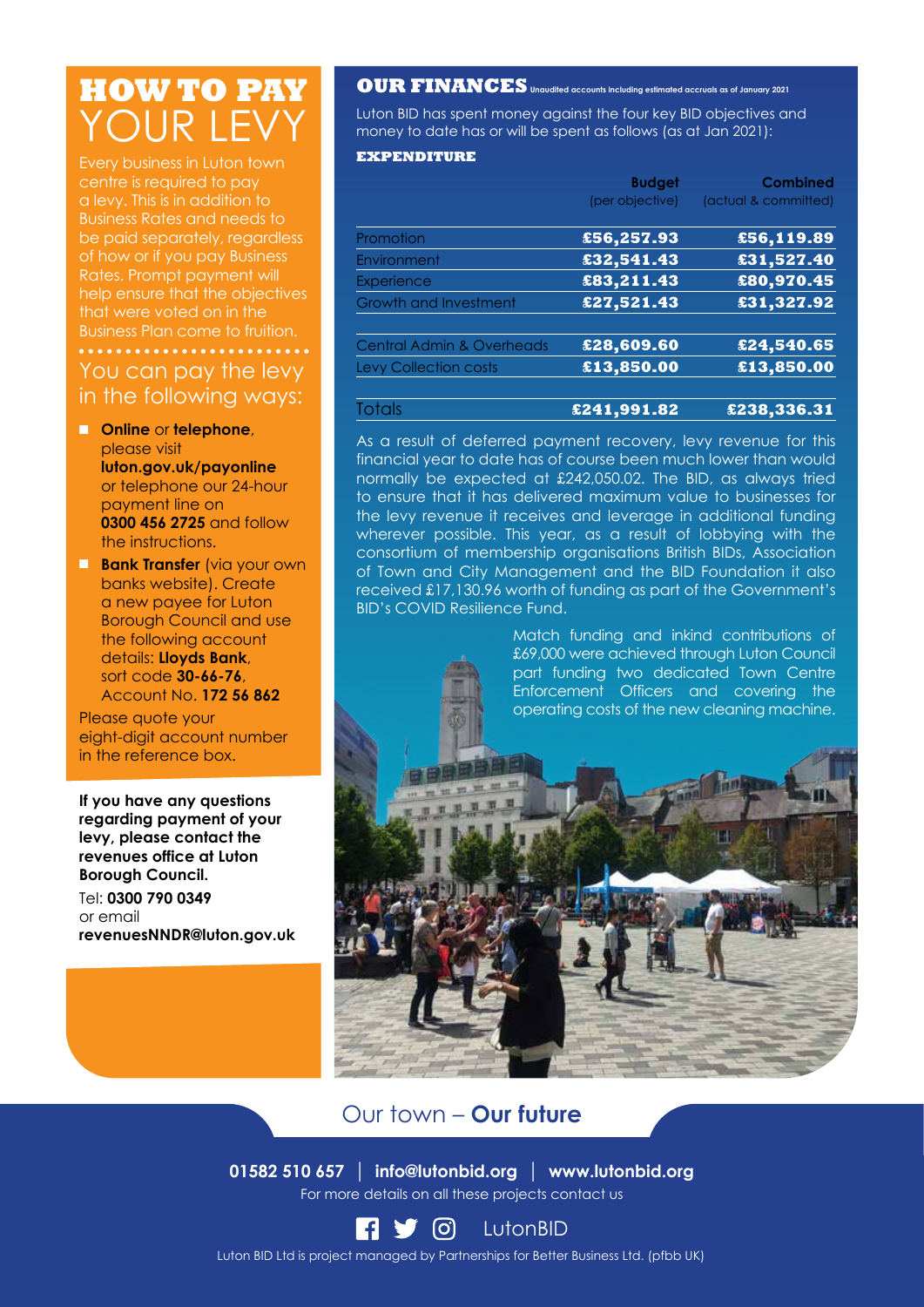# HOW TO PAY YOUR LEVY

Every business in Luton town centre is required to pay a levy. This is in addition to Business Rates and needs to be paid separately, regardless of how or if you pay Business Rates. Prompt payment will help ensure that the objectives that were voted on in the Business Plan come to fruition.

## You can pay the levy in the following ways:

- **Online** or **telephone**, please visit **luton.gov.uk/payonline** or telephone our 24-hour payment line on **0300 456 2725** and follow the instructions.
- **Bank Transfer** (via your own banks website). Create a new payee for Luton Borough Council and use the following account details: **Lloyds Bank**, sort code **30-66-76**, Account No. **172 56 862**

Please quote your eight-digit account number in the reference box.

**If you have any questions regarding payment of your levy, please contact the revenues office at Luton Borough Council.**

Tel: **0300 790 0349**
or email
**revenuesNNDR@luton.gov.uk**

# OUR FINANCES

Unaudited accounts including estimated accruals as of January 2021

Luton BID has spent money against the four key BID objectives and money to date has or will be spent as follows (as at Jan 2021):

### EXPENDITURE

| | Budget (per objective) | Combined (actual & committed) |
|---|---|---|
| Promotion | £56,257.93 | £56,119.89 |
| Environment | £32,541.43 | £31,527.40 |
| Experience | £83,211.43 | £80,970.45 |
| Growth and Investment | £27,521.43 | £31,327.92 |
| Central Admin & Overheads | £28,609.60 | £24,540.65 |
| Levy Collection costs | £13,850.00 | £13,850.00 |
| Totals | £241,991.82 | £238,336.31 |

As a result of deferred payment recovery, levy revenue for this financial year to date has of course been much lower than would normally be expected at £242,050.02. The BID, as always tried to ensure that it has delivered maximum value to businesses for the levy revenue it receives and leverage in additional funding wherever possible. This year, as a result of lobbying with the consortium of membership organisations British BIDs, Association of Town and City Management and the BID Foundation it also received £17,130.96 worth of funding as part of the Government's BID's COVID Resilience Fund.

Match funding and inkind contributions of £69,000 were achieved through Luton Council part funding two dedicated Town Centre Enforcement Officers and covering the operating costs of the new cleaning machine.

Our town – **Our future**

**01582 510 657** | **info@lutonbid.org** | **www.lutonbid.org**

For more details on all these projects contact us

LutonBID

Luton BID Ltd is project managed by Partnerships for Better Business Ltd. (pfbb UK)